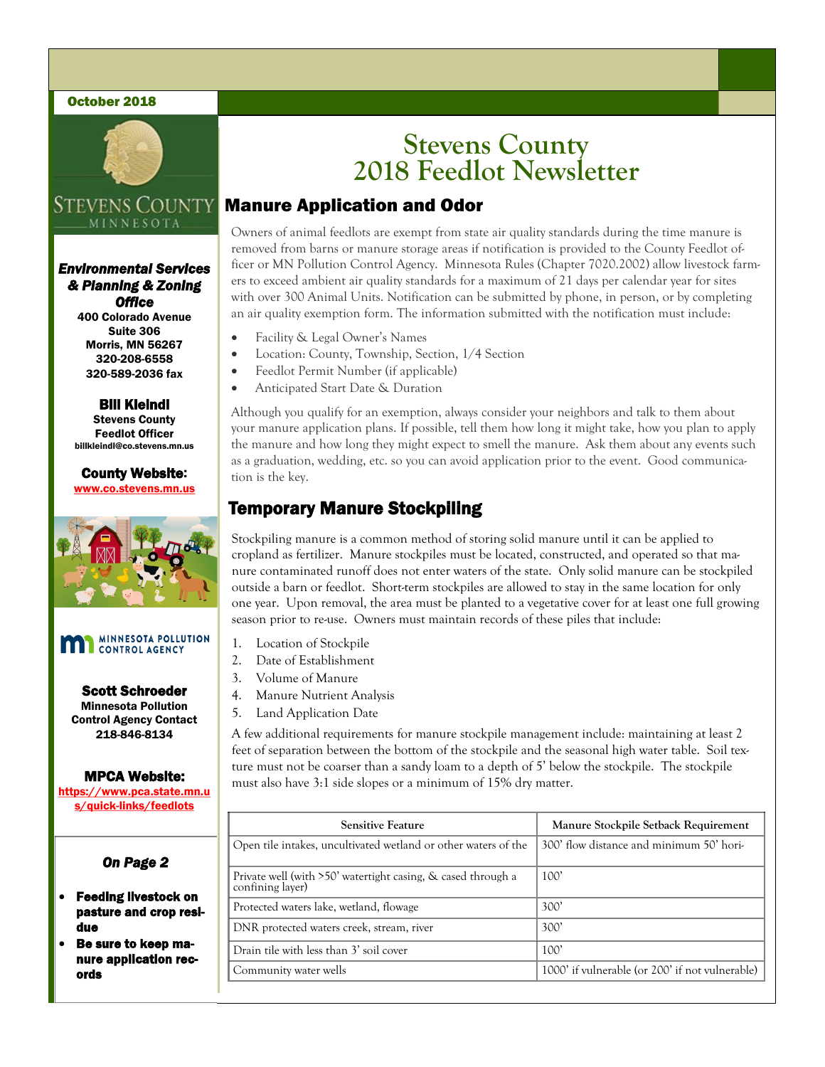October 2018

# Stevens County 2018 Feedlot Newsletter

## Manure Application and Odor

Owners of animal feedlots are exempt from state air quality standards during the time manure is removed from barns or manure storage areas if notification is provided to the County Feedlot officer or MN Pollution Control Agency. Minnesota Rules (Chapter 7020.2002) allow livestock farmers to exceed ambient air quality standards for a maximum of 21 days per calendar year for sites with over 300 Animal Units. Notification can be submitted by phone, in person, or by completing an air quality exemption form. The information submitted with the notification must include:

- Facility & Legal Owner's Names
- Location: County, Township, Section, 1/4 Section
- Feedlot Permit Number (if applicable)
- Anticipated Start Date & Duration

Although you qualify for an exemption, always consider your neighbors and talk to them about your manure application plans. If possible, tell them how long it might take, how you plan to apply the manure and how long they might expect to smell the manure. Ask them about any events such as a graduation, wedding, etc. so you can avoid application prior to the event. Good communication is the key.

## Temporary Manure Stockpiling

Stockpiling manure is a common method of storing solid manure until it can be applied to cropland as fertilizer. Manure stockpiles must be located, constructed, and operated so that manure contaminated runoff does not enter waters of the state. Only solid manure can be stockpiled outside a barn or feedlot. Short-term stockpiles are allowed to stay in the same location for only one year. Upon removal, the area must be planted to a vegetative cover for at least one full growing season prior to re-use. Owners must maintain records of these piles that include:

1. Location of Stockpile
2. Date of Establishment
3. Volume of Manure
4. Manure Nutrient Analysis
5. Land Application Date

A few additional requirements for manure stockpile management include: maintaining at least 2 feet of separation between the bottom of the stockpile and the seasonal high water table. Soil texture must not be coarser than a sandy loam to a depth of 5' below the stockpile. The stockpile must also have 3:1 side slopes or a minimum of 15% dry matter.

| Sensitive Feature | Manure Stockpile Setback Requirement |
|---|---|
| Open tile intakes, uncultivated wetland or other waters of the | 300' flow distance and minimum 50' hori- |
| Private well (with >50' watertight casing, & cased through a confining layer) | 100' |
| Protected waters lake, wetland, flowage | 300' |
| DNR protected waters creek, stream, river | 300' |
| Drain tile with less than 3' soil cover | 100' |
| Community water wells | 1000' if vulnerable (or 200' if not vulnerable) |

***Environmental Services & Planning & Zoning Office***
**400 Colorado Avenue**
**Suite 306**
**Morris, MN 56267**
**320-208-6558**
**320-589-2036 fax**

**Bill Kleindl**
**Stevens County Feedlot Officer**
**billkleindl@co.stevens.mn.us**

**County Website:**
**www.co.stevens.mn.us**

**Scott Schroeder**
**Minnesota Pollution Control Agency Contact**
**218-846-8134**

**MPCA Website:**
**https://www.pca.state.mn.us/quick-links/feedlots**

***On Page 2***

- **Feeding livestock on pasture and crop residue**
- **Be sure to keep manure application records**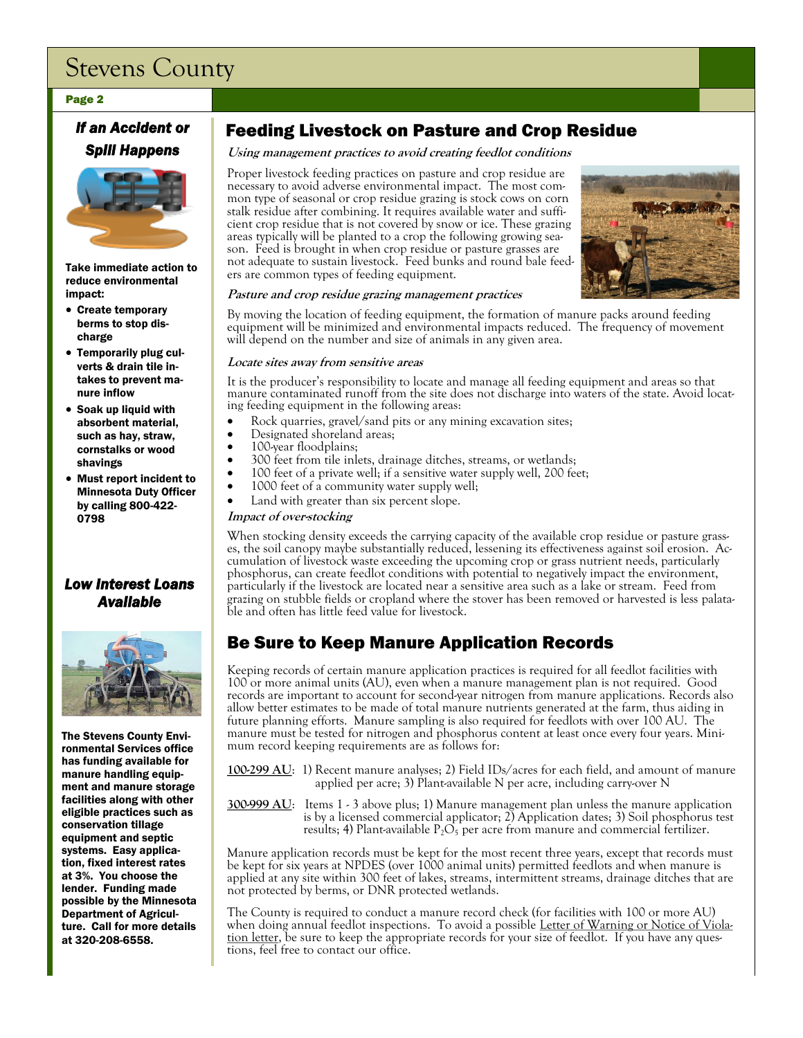## If an Accident or Spill Happens

**Take immediate action to reduce environmental impact:**

- **Create temporary berms to stop discharge**
- **Temporarily plug culverts & drain tile intakes to prevent manure inflow**
- **Soak up liquid with absorbent material, such as hay, straw, cornstalks or wood shavings**
- **Must report incident to Minnesota Duty Officer by calling 800-422-0798**

## Low Interest Loans Available

**The Stevens County Environmental Services office has funding available for manure handling equipment and manure storage facilities along with other eligible practices such as conservation tillage equipment and septic systems. Easy application, fixed interest rates at 3%. You choose the lender. Funding made possible by the Minnesota Department of Agriculture. Call for more details at 320-208-6558.**

## Feeding Livestock on Pasture and Crop Residue

***Using management practices to avoid creating feedlot conditions***

Proper livestock feeding practices on pasture and crop residue are necessary to avoid adverse environmental impact. The most common type of seasonal or crop residue grazing is stock cows on corn stalk residue after combining. It requires available water and sufficient crop residue that is not covered by snow or ice. These grazing areas typically will be planted to a crop the following growing season. Feed is brought in when crop residue or pasture grasses are not adequate to sustain livestock. Feed bunks and round bale feeders are common types of feeding equipment.

***Pasture and crop residue grazing management practices***

By moving the location of feeding equipment, the formation of manure packs around feeding equipment will be minimized and environmental impacts reduced. The frequency of movement will depend on the number and size of animals in any given area.

***Locate sites away from sensitive areas***

It is the producer's responsibility to locate and manage all feeding equipment and areas so that manure contaminated runoff from the site does not discharge into waters of the state. Avoid locating feeding equipment in the following areas:

- Rock quarries, gravel/sand pits or any mining excavation sites;
- Designated shoreland areas;
- 100-year floodplains;
- 300 feet from tile inlets, drainage ditches, streams, or wetlands;
- 100 feet of a private well; if a sensitive water supply well, 200 feet;
- 1000 feet of a community water supply well;
- Land with greater than six percent slope.

***Impact of over-stocking***

When stocking density exceeds the carrying capacity of the available crop residue or pasture grasses, the soil canopy maybe substantially reduced, lessening its effectiveness against soil erosion. Accumulation of livestock waste exceeding the upcoming crop or grass nutrient needs, particularly phosphorus, can create feedlot conditions with potential to negatively impact the environment, particularly if the livestock are located near a sensitive area such as a lake or stream. Feed from grazing on stubble fields or cropland where the stover has been removed or harvested is less palatable and often has little feed value for livestock.

## Be Sure to Keep Manure Application Records

Keeping records of certain manure application practices is required for all feedlot facilities with 100 or more animal units (AU), even when a manure management plan is not required. Good records are important to account for second-year nitrogen from manure applications. Records also allow better estimates to be made of total manure nutrients generated at the farm, thus aiding in future planning efforts. Manure sampling is also required for feedlots with over 100 AU. The manure must be tested for nitrogen and phosphorus content at least once every four years. Minimum record keeping requirements are as follows for:

100-299 AU: 1) Recent manure analyses; 2) Field IDs/acres for each field, and amount of manure applied per acre; 3) Plant-available N per acre, including carry-over N

300-999 AU: Items 1 - 3 above plus; 1) Manure management plan unless the manure application is by a licensed commercial applicator; 2) Application dates; 3) Soil phosphorus test results; 4) Plant-available $P_2O_5$ per acre from manure and commercial fertilizer.

Manure application records must be kept for the most recent three years, except that records must be kept for six years at NPDES (over 1000 animal units) permitted feedlots and when manure is applied at any site within 300 feet of lakes, streams, intermittent streams, drainage ditches that are not protected by berms, or DNR protected wetlands.

The County is required to conduct a manure record check (for facilities with 100 or more AU) when doing annual feedlot inspections. To avoid a possible Letter of Warning or Notice of Violation letter, be sure to keep the appropriate records for your size of feedlot. If you have any questions, feel free to contact our office.